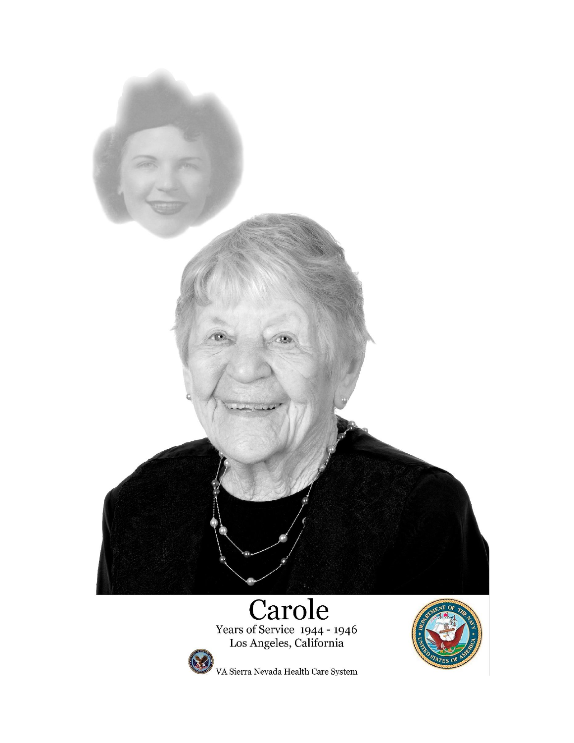# Carole

Years of Service 1944 - 1946

Los Angeles, California

VA Sierra Nevada Health Care System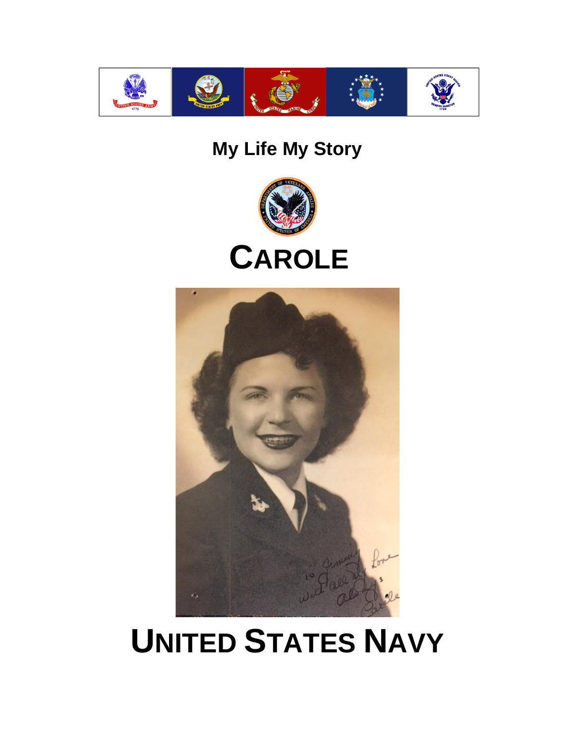# My Life My Story

# CAROLE

# UNITED STATES NAVY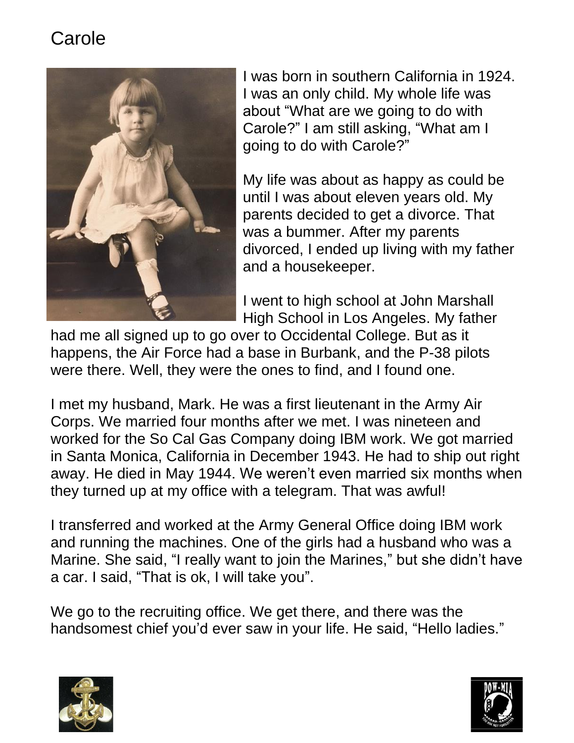# Carole

I was born in southern California in 1924. I was an only child. My whole life was about "What are we going to do with Carole?" I am still asking, "What am I going to do with Carole?"

My life was about as happy as could be until I was about eleven years old. My parents decided to get a divorce. That was a bummer. After my parents divorced, I ended up living with my father and a housekeeper.

I went to high school at John Marshall High School in Los Angeles. My father had me all signed up to go over to Occidental College. But as it happens, the Air Force had a base in Burbank, and the P-38 pilots were there. Well, they were the ones to find, and I found one.

I met my husband, Mark. He was a first lieutenant in the Army Air Corps. We married four months after we met. I was nineteen and worked for the So Cal Gas Company doing IBM work. We got married in Santa Monica, California in December 1943. He had to ship out right away. He died in May 1944. We weren't even married six months when they turned up at my office with a telegram. That was awful!

I transferred and worked at the Army General Office doing IBM work and running the machines. One of the girls had a husband who was a Marine. She said, "I really want to join the Marines," but she didn't have a car. I said, "That is ok, I will take you".

We go to the recruiting office. We get there, and there was the handsomest chief you'd ever saw in your life. He said, "Hello ladies."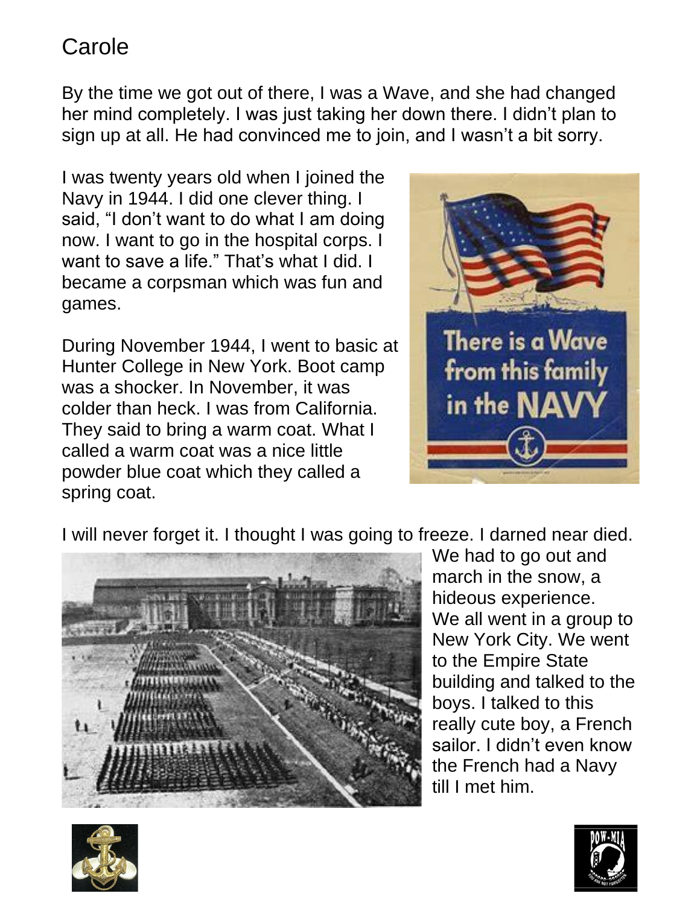# Carole

By the time we got out of there, I was a Wave, and she had changed her mind completely. I was just taking her down there. I didn't plan to sign up at all. He had convinced me to join, and I wasn't a bit sorry.

I was twenty years old when I joined the Navy in 1944. I did one clever thing. I said, "I don't want to do what I am doing now. I want to go in the hospital corps. I want to save a life." That's what I did. I became a corpsman which was fun and games.

During November 1944, I went to basic at Hunter College in New York. Boot camp was a shocker. In November, it was colder than heck. I was from California. They said to bring a warm coat. What I called a warm coat was a nice little powder blue coat which they called a spring coat.

I will never forget it. I thought I was going to freeze. I darned near died. We had to go out and march in the snow, a hideous experience. We all went in a group to New York City. We went to the Empire State building and talked to the boys. I talked to this really cute boy, a French sailor. I didn't even know the French had a Navy till I met him.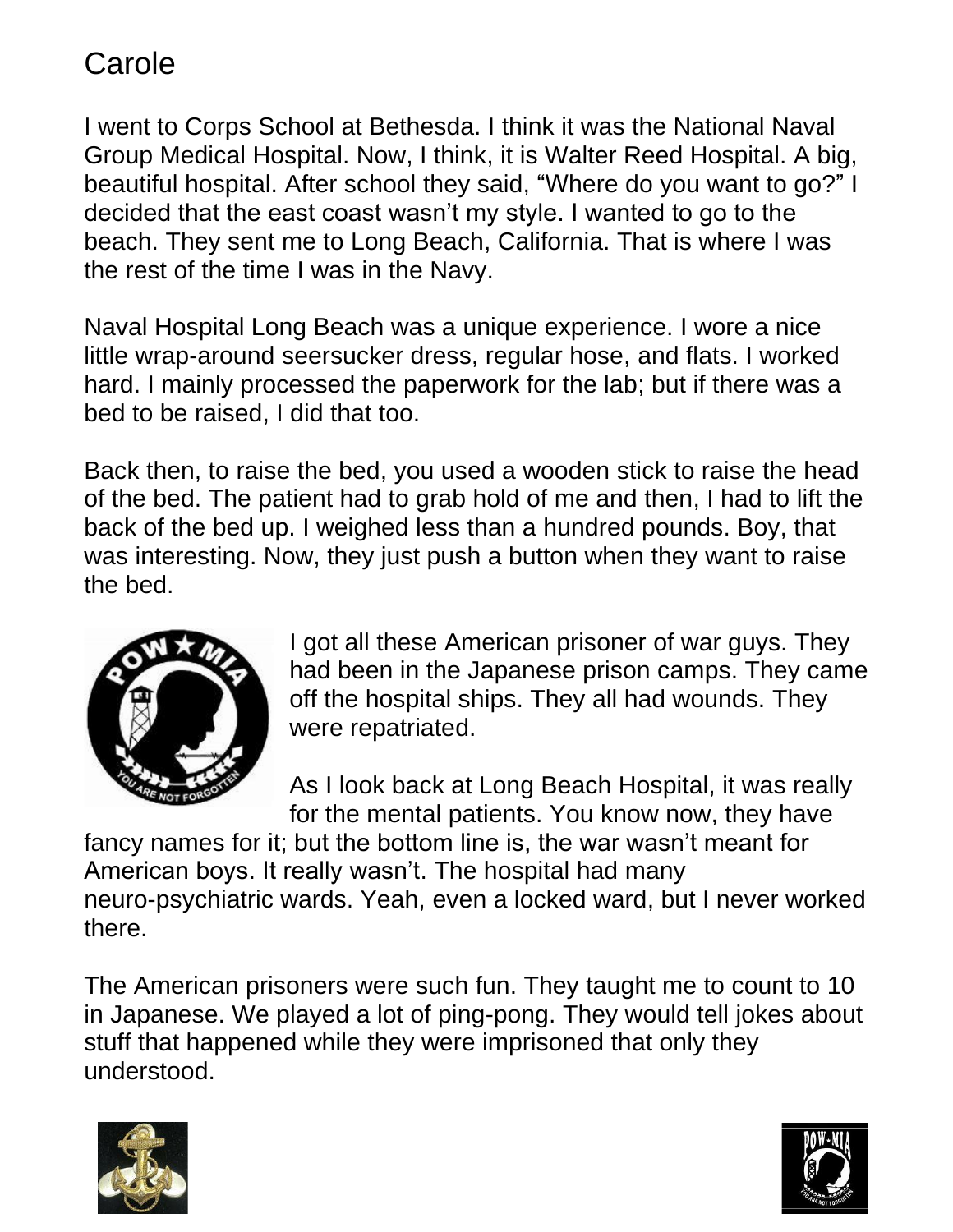# Carole

I went to Corps School at Bethesda. I think it was the National Naval Group Medical Hospital. Now, I think, it is Walter Reed Hospital. A big, beautiful hospital. After school they said, "Where do you want to go?" I decided that the east coast wasn't my style. I wanted to go to the beach. They sent me to Long Beach, California. That is where I was the rest of the time I was in the Navy.

Naval Hospital Long Beach was a unique experience. I wore a nice little wrap-around seersucker dress, regular hose, and flats. I worked hard. I mainly processed the paperwork for the lab; but if there was a bed to be raised, I did that too.

Back then, to raise the bed, you used a wooden stick to raise the head of the bed. The patient had to grab hold of me and then, I had to lift the back of the bed up. I weighed less than a hundred pounds. Boy, that was interesting. Now, they just push a button when they want to raise the bed.

I got all these American prisoner of war guys. They had been in the Japanese prison camps. They came off the hospital ships. They all had wounds. They were repatriated.

As I look back at Long Beach Hospital, it was really for the mental patients. You know now, they have fancy names for it; but the bottom line is, the war wasn't meant for American boys. It really wasn't. The hospital had many neuro-psychiatric wards. Yeah, even a locked ward, but I never worked there.

The American prisoners were such fun. They taught me to count to 10 in Japanese. We played a lot of ping-pong. They would tell jokes about stuff that happened while they were imprisoned that only they understood.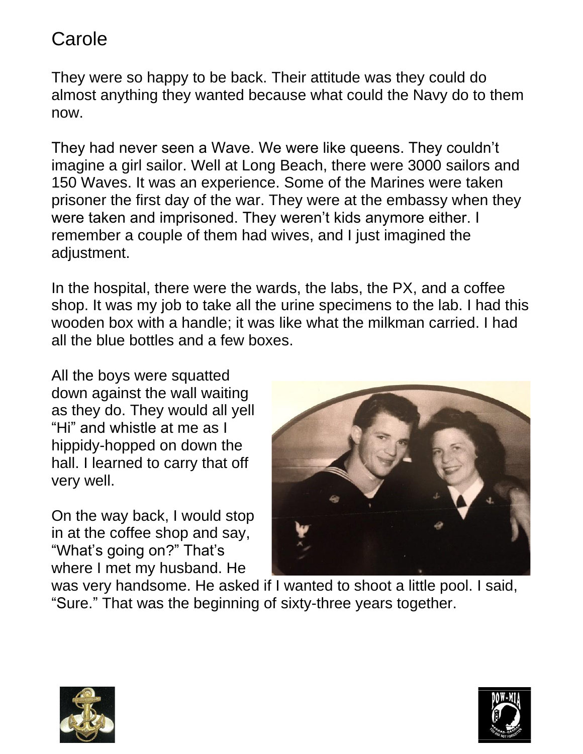# Carole

They were so happy to be back. Their attitude was they could do almost anything they wanted because what could the Navy do to them now.

They had never seen a Wave. We were like queens. They couldn't imagine a girl sailor. Well at Long Beach, there were 3000 sailors and 150 Waves. It was an experience. Some of the Marines were taken prisoner the first day of the war. They were at the embassy when they were taken and imprisoned. They weren't kids anymore either. I remember a couple of them had wives, and I just imagined the adjustment.

In the hospital, there were the wards, the labs, the PX, and a coffee shop. It was my job to take all the urine specimens to the lab. I had this wooden box with a handle; it was like what the milkman carried. I had all the blue bottles and a few boxes.

All the boys were squatted down against the wall waiting as they do. They would all yell "Hi" and whistle at me as I hippidy-hopped on down the hall. I learned to carry that off very well.

On the way back, I would stop in at the coffee shop and say, "What's going on?" That's where I met my husband. He was very handsome. He asked if I wanted to shoot a little pool. I said, "Sure." That was the beginning of sixty-three years together.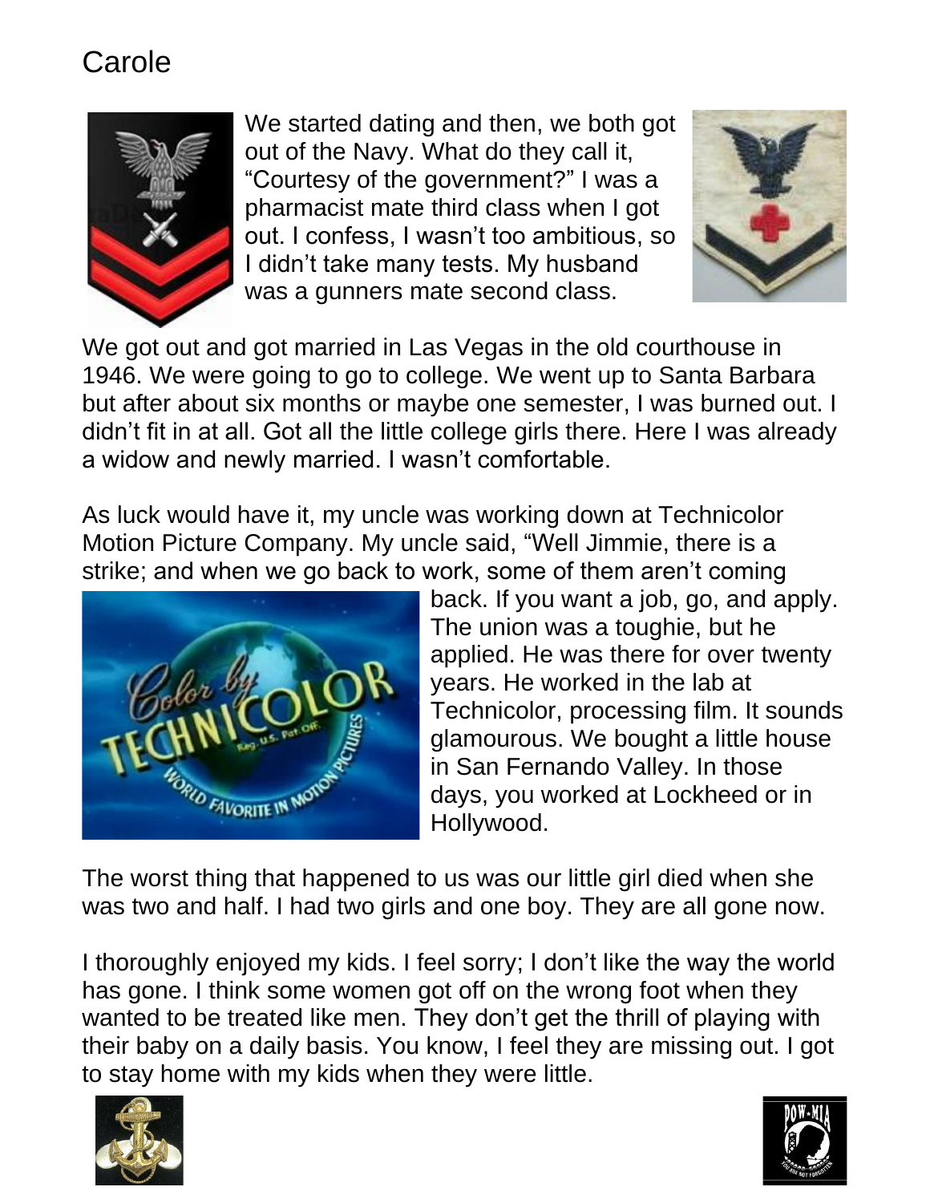# Carole

We started dating and then, we both got out of the Navy. What do they call it, "Courtesy of the government?" I was a pharmacist mate third class when I got out. I confess, I wasn't too ambitious, so I didn't take many tests. My husband was a gunners mate second class.

We got out and got married in Las Vegas in the old courthouse in 1946. We were going to go to college. We went up to Santa Barbara but after about six months or maybe one semester, I was burned out. I didn't fit in at all. Got all the little college girls there. Here I was already a widow and newly married. I wasn't comfortable.

As luck would have it, my uncle was working down at Technicolor Motion Picture Company. My uncle said, "Well Jimmie, there is a strike; and when we go back to work, some of them aren't coming back. If you want a job, go, and apply. The union was a toughie, but he applied. He was there for over twenty years. He worked in the lab at Technicolor, processing film. It sounds glamourous. We bought a little house in San Fernando Valley. In those days, you worked at Lockheed or in Hollywood.

The worst thing that happened to us was our little girl died when she was two and half. I had two girls and one boy. They are all gone now.

I thoroughly enjoyed my kids. I feel sorry; I don't like the way the world has gone. I think some women got off on the wrong foot when they wanted to be treated like men. They don't get the thrill of playing with their baby on a daily basis. You know, I feel they are missing out. I got to stay home with my kids when they were little.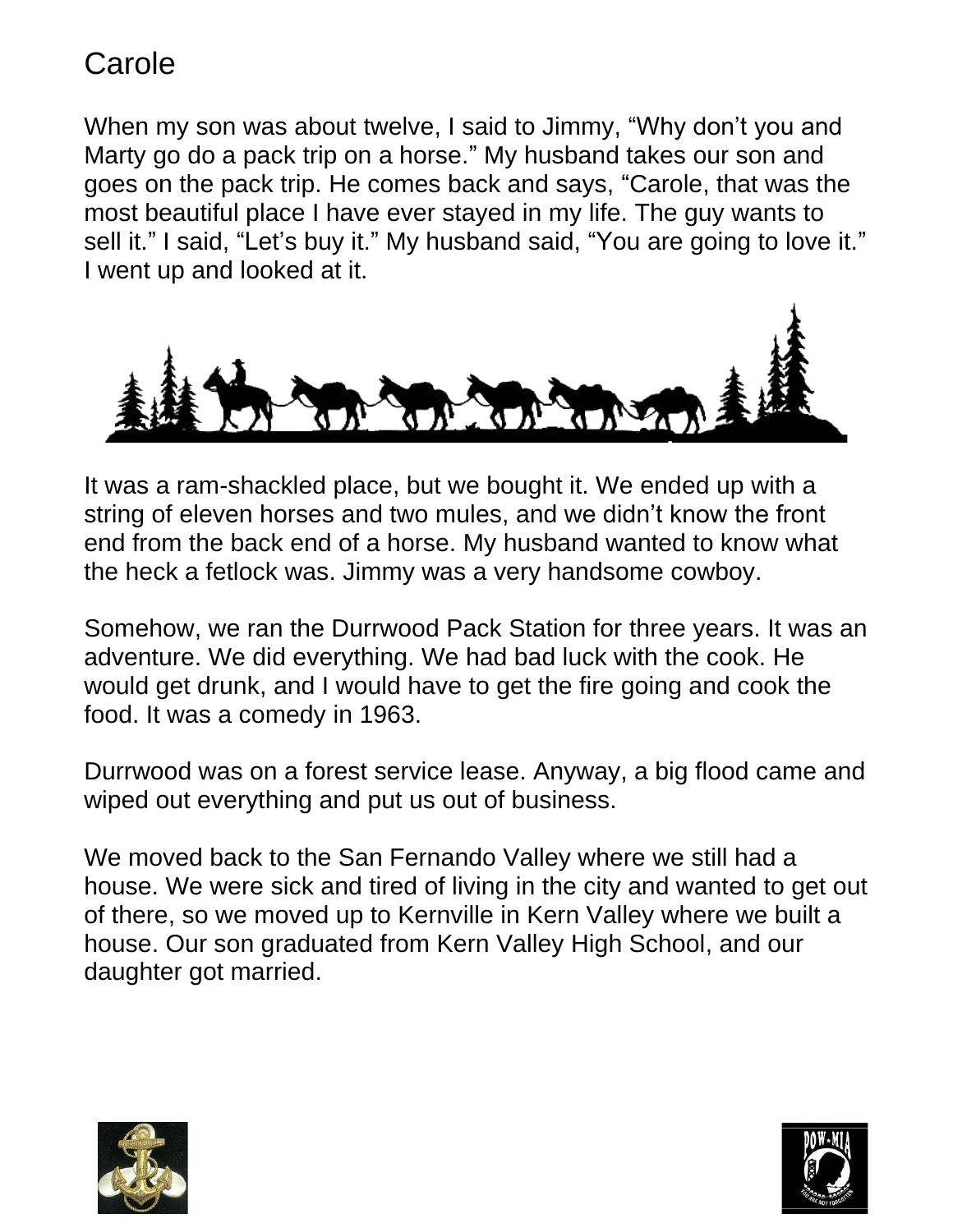# Carole

When my son was about twelve, I said to Jimmy, “Why don’t you and Marty go do a pack trip on a horse.” My husband takes our son and goes on the pack trip. He comes back and says, “Carole, that was the most beautiful place I have ever stayed in my life. The guy wants to sell it.” I said, “Let’s buy it.” My husband said, “You are going to love it.” I went up and looked at it.

It was a ram-shackled place, but we bought it. We ended up with a string of eleven horses and two mules, and we didn’t know the front end from the back end of a horse. My husband wanted to know what the heck a fetlock was. Jimmy was a very handsome cowboy.

Somehow, we ran the Durrwood Pack Station for three years. It was an adventure. We did everything. We had bad luck with the cook. He would get drunk, and I would have to get the fire going and cook the food. It was a comedy in 1963.

Durrwood was on a forest service lease. Anyway, a big flood came and wiped out everything and put us out of business.

We moved back to the San Fernando Valley where we still had a house. We were sick and tired of living in the city and wanted to get out of there, so we moved up to Kernville in Kern Valley where we built a house. Our son graduated from Kern Valley High School, and our daughter got married.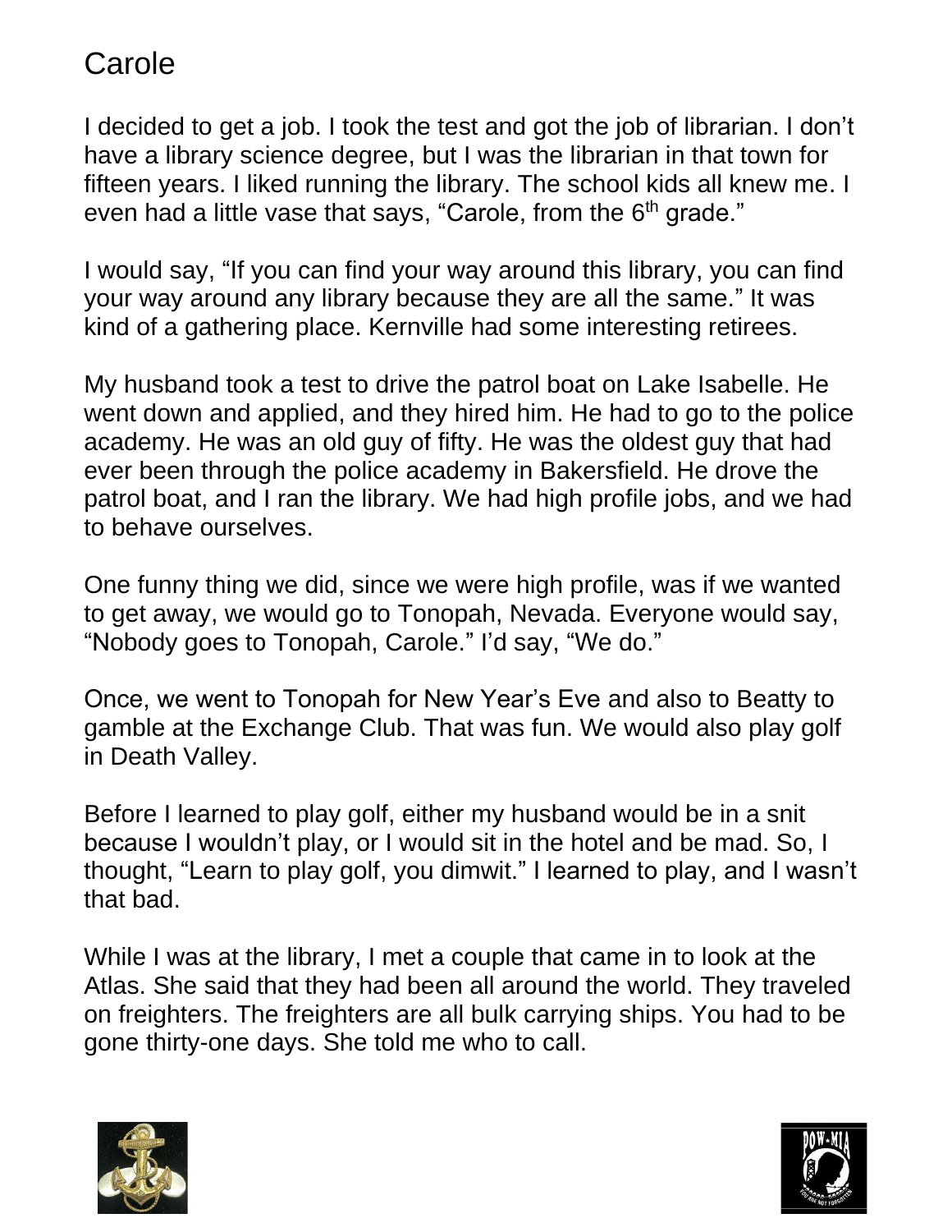# Carole

I decided to get a job. I took the test and got the job of librarian. I don't have a library science degree, but I was the librarian in that town for fifteen years. I liked running the library. The school kids all knew me. I even had a little vase that says, "Carole, from the 6th grade."

I would say, "If you can find your way around this library, you can find your way around any library because they are all the same." It was kind of a gathering place. Kernville had some interesting retirees.

My husband took a test to drive the patrol boat on Lake Isabelle. He went down and applied, and they hired him. He had to go to the police academy. He was an old guy of fifty. He was the oldest guy that had ever been through the police academy in Bakersfield. He drove the patrol boat, and I ran the library. We had high profile jobs, and we had to behave ourselves.

One funny thing we did, since we were high profile, was if we wanted to get away, we would go to Tonopah, Nevada. Everyone would say, "Nobody goes to Tonopah, Carole." I'd say, "We do."

Once, we went to Tonopah for New Year's Eve and also to Beatty to gamble at the Exchange Club. That was fun. We would also play golf in Death Valley.

Before I learned to play golf, either my husband would be in a snit because I wouldn't play, or I would sit in the hotel and be mad. So, I thought, "Learn to play golf, you dimwit." I learned to play, and I wasn't that bad.

While I was at the library, I met a couple that came in to look at the Atlas. She said that they had been all around the world. They traveled on freighters. The freighters are all bulk carrying ships. You had to be gone thirty-one days. She told me who to call.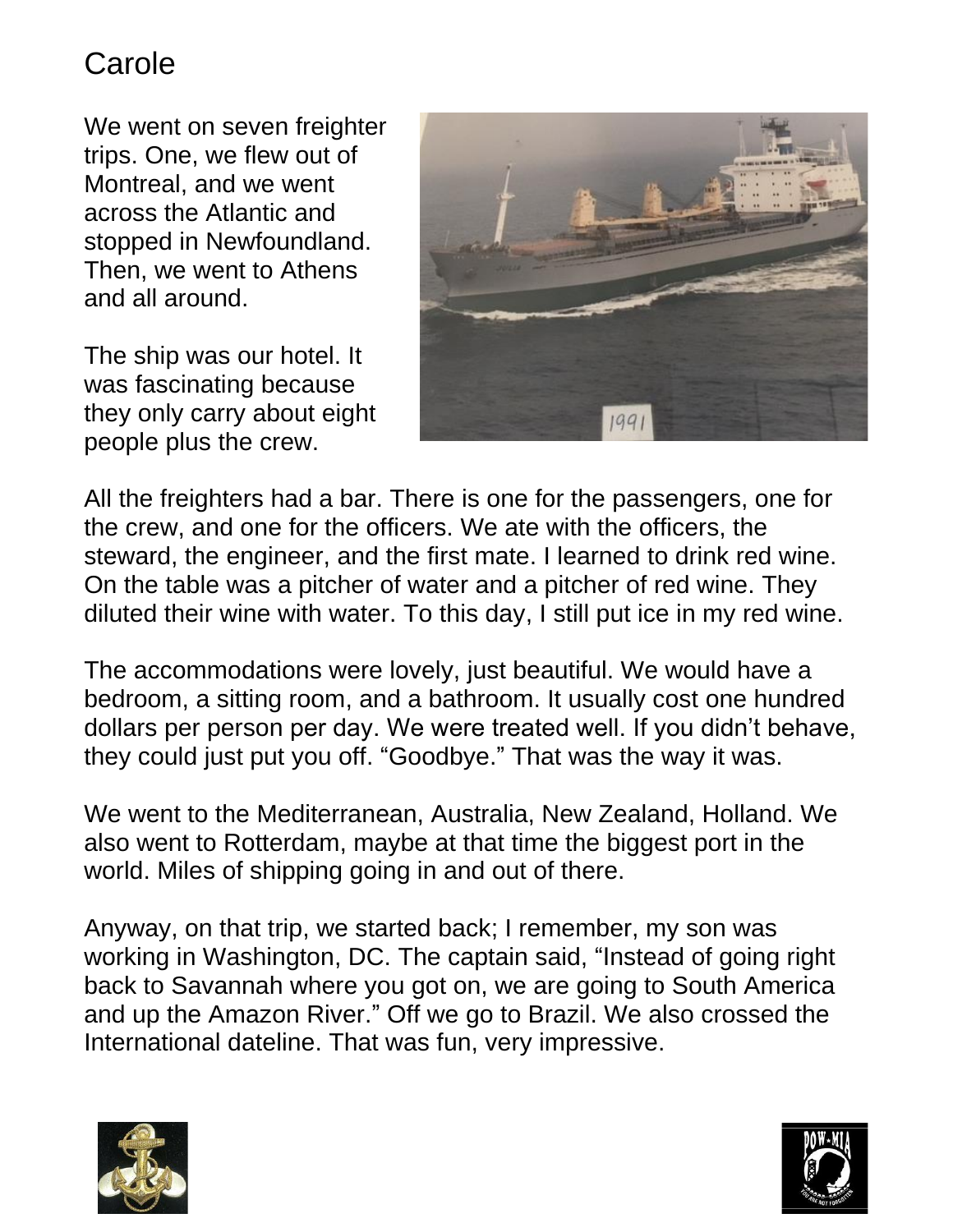# Carole

We went on seven freighter trips. One, we flew out of Montreal, and we went across the Atlantic and stopped in Newfoundland. Then, we went to Athens and all around.

The ship was our hotel. It was fascinating because they only carry about eight people plus the crew.

All the freighters had a bar. There is one for the passengers, one for the crew, and one for the officers. We ate with the officers, the steward, the engineer, and the first mate. I learned to drink red wine. On the table was a pitcher of water and a pitcher of red wine. They diluted their wine with water. To this day, I still put ice in my red wine.

The accommodations were lovely, just beautiful. We would have a bedroom, a sitting room, and a bathroom. It usually cost one hundred dollars per person per day. We were treated well. If you didn't behave, they could just put you off. "Goodbye." That was the way it was.

We went to the Mediterranean, Australia, New Zealand, Holland. We also went to Rotterdam, maybe at that time the biggest port in the world. Miles of shipping going in and out of there.

Anyway, on that trip, we started back; I remember, my son was working in Washington, DC. The captain said, "Instead of going right back to Savannah where you got on, we are going to South America and up the Amazon River." Off we go to Brazil. We also crossed the International dateline. That was fun, very impressive.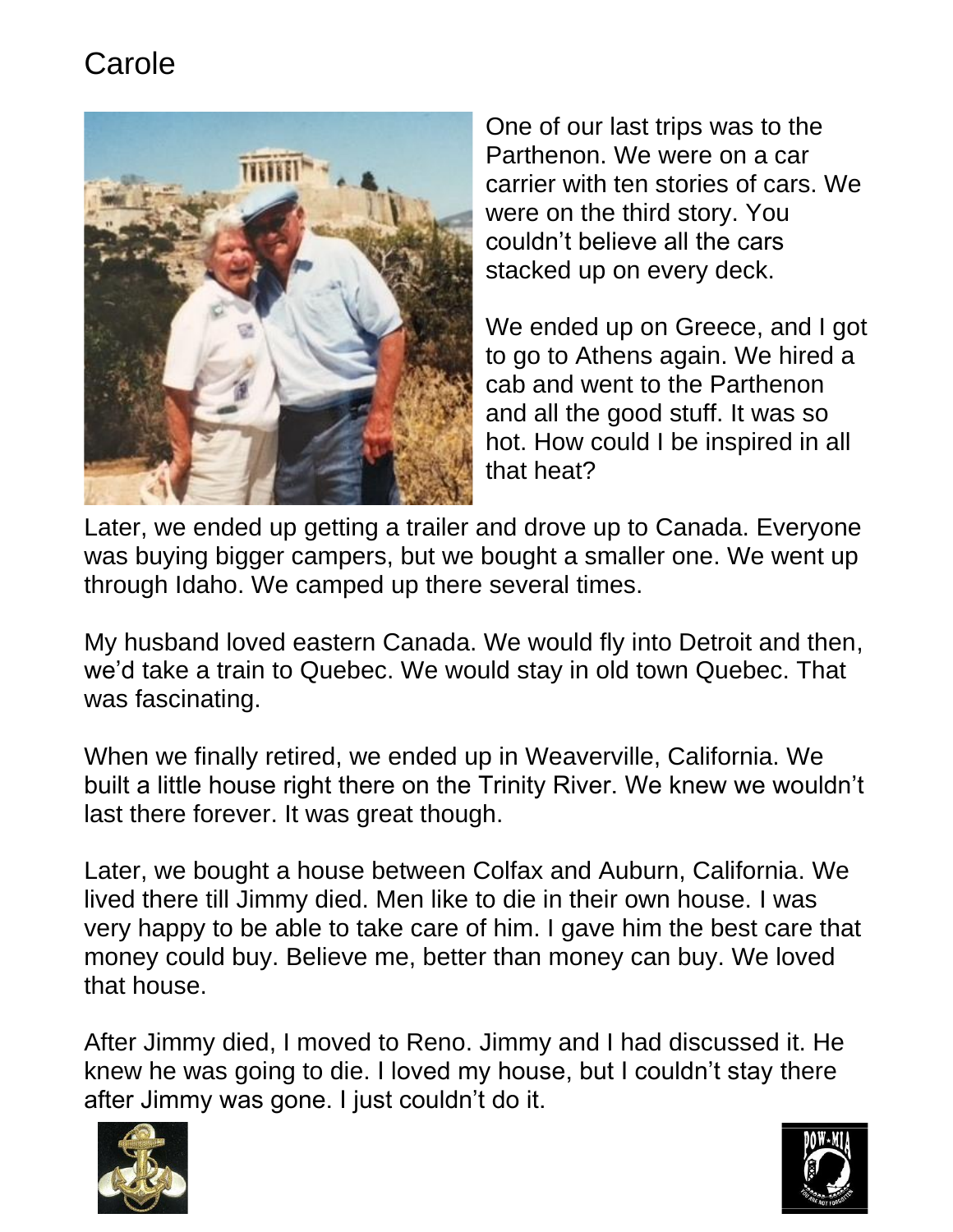Carole

One of our last trips was to the Parthenon. We were on a car carrier with ten stories of cars. We were on the third story. You couldn't believe all the cars stacked up on every deck.

We ended up on Greece, and I got to go to Athens again. We hired a cab and went to the Parthenon and all the good stuff. It was so hot. How could I be inspired in all that heat?

Later, we ended up getting a trailer and drove up to Canada. Everyone was buying bigger campers, but we bought a smaller one. We went up through Idaho. We camped up there several times.

My husband loved eastern Canada. We would fly into Detroit and then, we'd take a train to Quebec. We would stay in old town Quebec. That was fascinating.

When we finally retired, we ended up in Weaverville, California. We built a little house right there on the Trinity River. We knew we wouldn't last there forever. It was great though.

Later, we bought a house between Colfax and Auburn, California. We lived there till Jimmy died. Men like to die in their own house. I was very happy to be able to take care of him. I gave him the best care that money could buy. Believe me, better than money can buy. We loved that house.

After Jimmy died, I moved to Reno. Jimmy and I had discussed it. He knew he was going to die. I loved my house, but I couldn't stay there after Jimmy was gone. I just couldn't do it.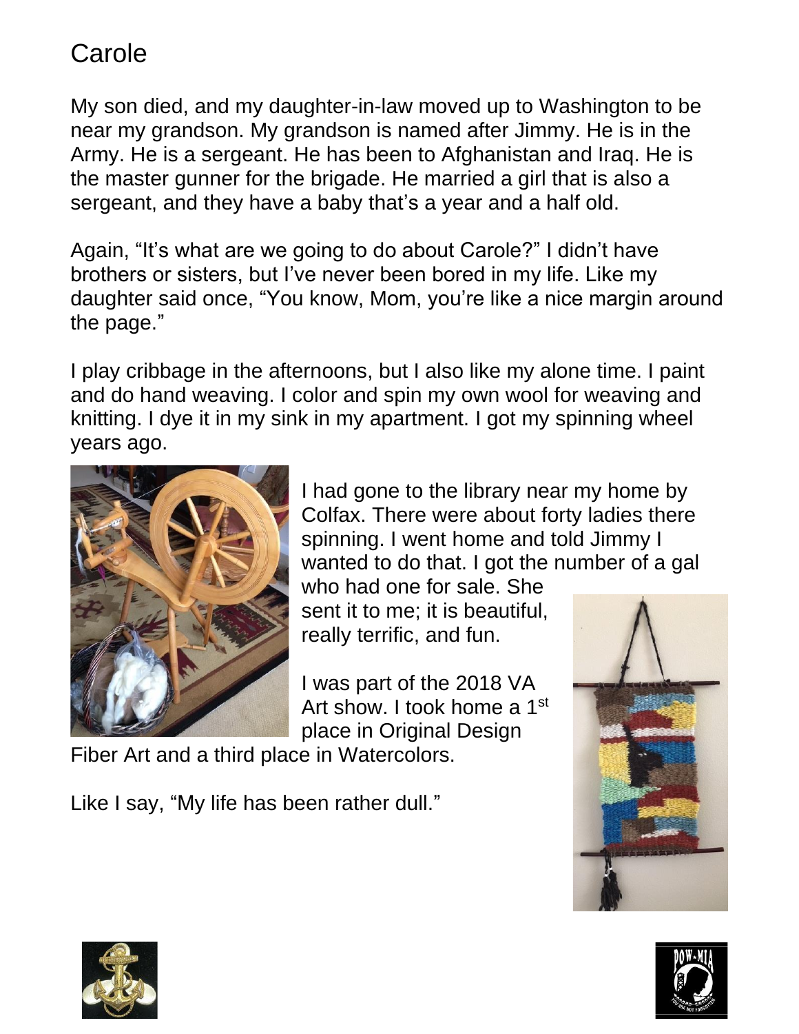# Carole

My son died, and my daughter-in-law moved up to Washington to be near my grandson. My grandson is named after Jimmy. He is in the Army. He is a sergeant. He has been to Afghanistan and Iraq. He is the master gunner for the brigade. He married a girl that is also a sergeant, and they have a baby that's a year and a half old.

Again, "It's what are we going to do about Carole?" I didn't have brothers or sisters, but I've never been bored in my life. Like my daughter said once, "You know, Mom, you're like a nice margin around the page."

I play cribbage in the afternoons, but I also like my alone time. I paint and do hand weaving. I color and spin my own wool for weaving and knitting. I dye it in my sink in my apartment. I got my spinning wheel years ago.

I had gone to the library near my home by Colfax. There were about forty ladies there spinning. I went home and told Jimmy I wanted to do that. I got the number of a gal who had one for sale. She sent it to me; it is beautiful, really terrific, and fun.

I was part of the 2018 VA Art show. I took home a 1st place in Original Design Fiber Art and a third place in Watercolors.

Like I say, "My life has been rather dull."